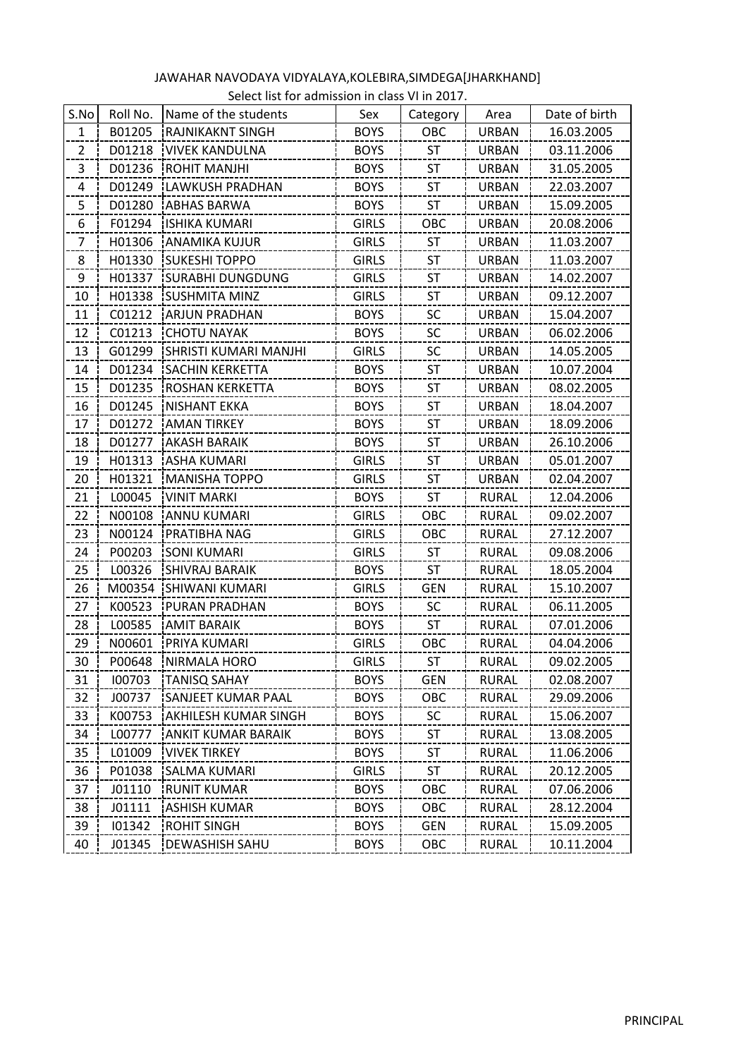JAWAHAR NAVODAYA VIDYALAYA,KOLEBIRA,SIMDEGA[JHARKHAND]

Select list for admission in class VI in 2017.

| S.No | Roll No. | Name of the students | Sex | Category | Area | Date of birth |
|---|---|---|---|---|---|---|
| 1 | B01205 | RAJNIKAKNT SINGH | BOYS | OBC | URBAN | 16.03.2005 |
| 2 | D01218 | VIVEK KANDULNA | BOYS | ST | URBAN | 03.11.2006 |
| 3 | D01236 | ROHIT MANJHI | BOYS | ST | URBAN | 31.05.2005 |
| 4 | D01249 | LAWKUSH PRADHAN | BOYS | ST | URBAN | 22.03.2007 |
| 5 | D01280 | ABHAS BARWA | BOYS | ST | URBAN | 15.09.2005 |
| 6 | F01294 | ISHIKA KUMARI | GIRLS | OBC | URBAN | 20.08.2006 |
| 7 | H01306 | ANAMIKA KUJUR | GIRLS | ST | URBAN | 11.03.2007 |
| 8 | H01330 | SUKESHI TOPPO | GIRLS | ST | URBAN | 11.03.2007 |
| 9 | H01337 | SURABHI DUNGDUNG | GIRLS | ST | URBAN | 14.02.2007 |
| 10 | H01338 | SUSHMITA MINZ | GIRLS | ST | URBAN | 09.12.2007 |
| 11 | C01212 | ARJUN PRADHAN | BOYS | SC | URBAN | 15.04.2007 |
| 12 | C01213 | CHOTU NAYAK | BOYS | SC | URBAN | 06.02.2006 |
| 13 | G01299 | SHRISTI KUMARI MANJHI | GIRLS | SC | URBAN | 14.05.2005 |
| 14 | D01234 | SACHIN KERKETTA | BOYS | ST | URBAN | 10.07.2004 |
| 15 | D01235 | ROSHAN KERKETTA | BOYS | ST | URBAN | 08.02.2005 |
| 16 | D01245 | NISHANT EKKA | BOYS | ST | URBAN | 18.04.2007 |
| 17 | D01272 | AMAN TIRKEY | BOYS | ST | URBAN | 18.09.2006 |
| 18 | D01277 | AKASH BARAIK | BOYS | ST | URBAN | 26.10.2006 |
| 19 | H01313 | ASHA KUMARI | GIRLS | ST | URBAN | 05.01.2007 |
| 20 | H01321 | MANISHA TOPPO | GIRLS | ST | URBAN | 02.04.2007 |
| 21 | L00045 | VINIT MARKI | BOYS | ST | RURAL | 12.04.2006 |
| 22 | N00108 | ANNU KUMARI | GIRLS | OBC | RURAL | 09.02.2007 |
| 23 | N00124 | PRATIBHA NAG | GIRLS | OBC | RURAL | 27.12.2007 |
| 24 | P00203 | SONI KUMARI | GIRLS | ST | RURAL | 09.08.2006 |
| 25 | L00326 | SHIVRAJ BARAIK | BOYS | ST | RURAL | 18.05.2004 |
| 26 | M00354 | SHIWANI KUMARI | GIRLS | GEN | RURAL | 15.10.2007 |
| 27 | K00523 | PURAN PRADHAN | BOYS | SC | RURAL | 06.11.2005 |
| 28 | L00585 | AMIT BARAIK | BOYS | ST | RURAL | 07.01.2006 |
| 29 | N00601 | PRIYA KUMARI | GIRLS | OBC | RURAL | 04.04.2006 |
| 30 | P00648 | NIRMALA HORO | GIRLS | ST | RURAL | 09.02.2005 |
| 31 | I00703 | TANISQ SAHAY | BOYS | GEN | RURAL | 02.08.2007 |
| 32 | J00737 | SANJEET KUMAR PAAL | BOYS | OBC | RURAL | 29.09.2006 |
| 33 | K00753 | AKHILESH KUMAR SINGH | BOYS | SC | RURAL | 15.06.2007 |
| 34 | L00777 | ANKIT KUMAR BARAIK | BOYS | ST | RURAL | 13.08.2005 |
| 35 | L01009 | VIVEK TIRKEY | BOYS | ST | RURAL | 11.06.2006 |
| 36 | P01038 | SALMA KUMARI | GIRLS | ST | RURAL | 20.12.2005 |
| 37 | J01110 | RUNIT KUMAR | BOYS | OBC | RURAL | 07.06.2006 |
| 38 | J01111 | ASHISH KUMAR | BOYS | OBC | RURAL | 28.12.2004 |
| 39 | I01342 | ROHIT SINGH | BOYS | GEN | RURAL | 15.09.2005 |
| 40 | J01345 | DEWASHISH SAHU | BOYS | OBC | RURAL | 10.11.2004 |

PRINCIPAL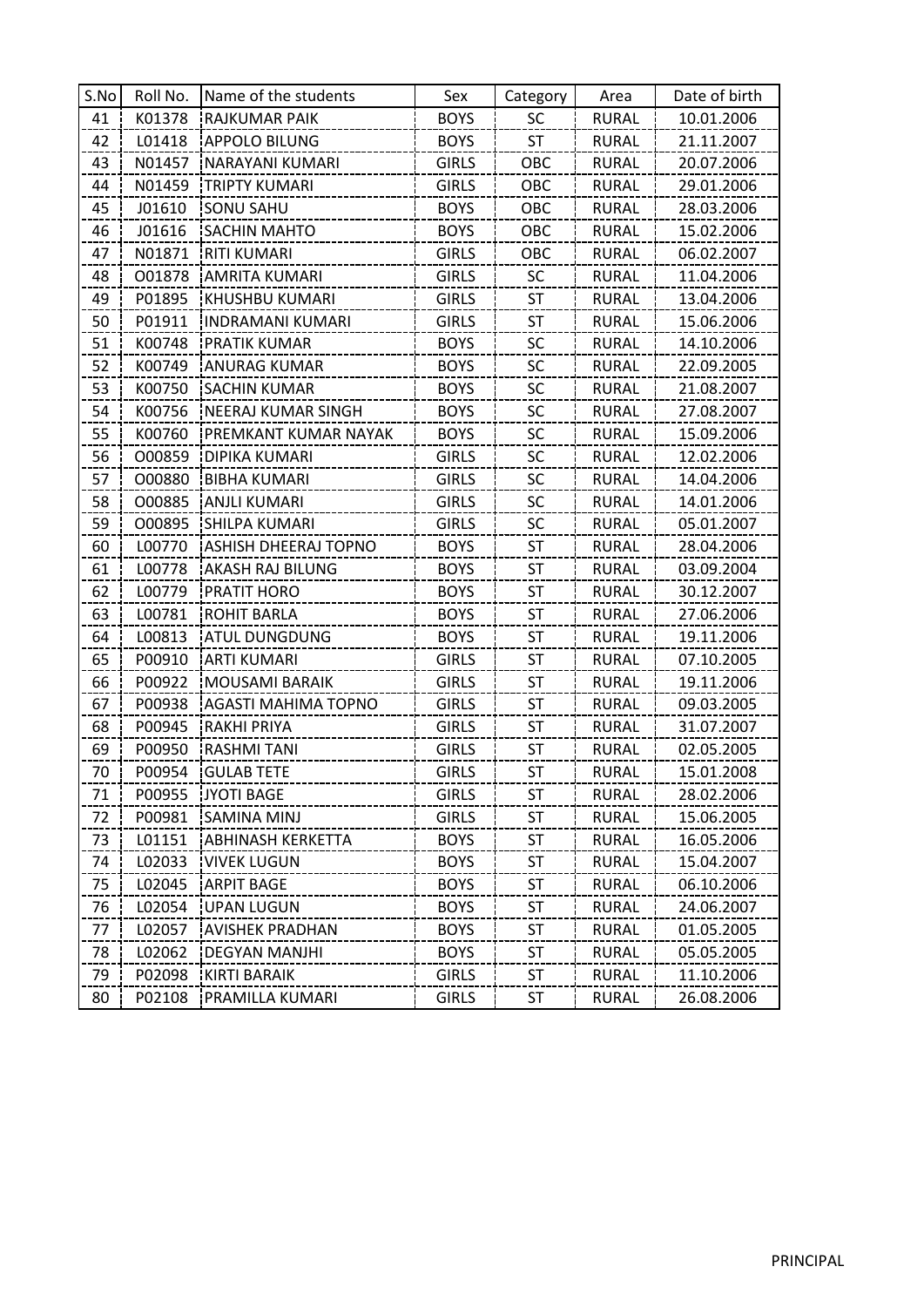| S.No | Roll No. | Name of the students | Sex | Category | Area | Date of birth |
|---|---|---|---|---|---|---|
| 41 | K01378 | RAJKUMAR PAIK | BOYS | SC | RURAL | 10.01.2006 |
| 42 | L01418 | APPOLO BILUNG | BOYS | ST | RURAL | 21.11.2007 |
| 43 | N01457 | NARAYANI KUMARI | GIRLS | OBC | RURAL | 20.07.2006 |
| 44 | N01459 | TRIPTY KUMARI | GIRLS | OBC | RURAL | 29.01.2006 |
| 45 | J01610 | SONU SAHU | BOYS | OBC | RURAL | 28.03.2006 |
| 46 | J01616 | SACHIN MAHTO | BOYS | OBC | RURAL | 15.02.2006 |
| 47 | N01871 | RITI KUMARI | GIRLS | OBC | RURAL | 06.02.2007 |
| 48 | O01878 | AMRITA KUMARI | GIRLS | SC | RURAL | 11.04.2006 |
| 49 | P01895 | KHUSHBU KUMARI | GIRLS | ST | RURAL | 13.04.2006 |
| 50 | P01911 | INDRAMANI KUMARI | GIRLS | ST | RURAL | 15.06.2006 |
| 51 | K00748 | PRATIK KUMAR | BOYS | SC | RURAL | 14.10.2006 |
| 52 | K00749 | ANURAG KUMAR | BOYS | SC | RURAL | 22.09.2005 |
| 53 | K00750 | SACHIN KUMAR | BOYS | SC | RURAL | 21.08.2007 |
| 54 | K00756 | NEERAJ KUMAR SINGH | BOYS | SC | RURAL | 27.08.2007 |
| 55 | K00760 | PREMKANT KUMAR NAYAK | BOYS | SC | RURAL | 15.09.2006 |
| 56 | O00859 | DIPIKA KUMARI | GIRLS | SC | RURAL | 12.02.2006 |
| 57 | O00880 | BIBHA KUMARI | GIRLS | SC | RURAL | 14.04.2006 |
| 58 | O00885 | ANJLI KUMARI | GIRLS | SC | RURAL | 14.01.2006 |
| 59 | O00895 | SHILPA KUMARI | GIRLS | SC | RURAL | 05.01.2007 |
| 60 | L00770 | ASHISH DHEERAJ TOPNO | BOYS | ST | RURAL | 28.04.2006 |
| 61 | L00778 | AKASH RAJ BILUNG | BOYS | ST | RURAL | 03.09.2004 |
| 62 | L00779 | PRATIT HORO | BOYS | ST | RURAL | 30.12.2007 |
| 63 | L00781 | ROHIT BARLA | BOYS | ST | RURAL | 27.06.2006 |
| 64 | L00813 | ATUL DUNGDUNG | BOYS | ST | RURAL | 19.11.2006 |
| 65 | P00910 | ARTI KUMARI | GIRLS | ST | RURAL | 07.10.2005 |
| 66 | P00922 | MOUSAMI BARAIK | GIRLS | ST | RURAL | 19.11.2006 |
| 67 | P00938 | AGASTI MAHIMA TOPNO | GIRLS | ST | RURAL | 09.03.2005 |
| 68 | P00945 | RAKHI PRIYA | GIRLS | ST | RURAL | 31.07.2007 |
| 69 | P00950 | RASHMI TANI | GIRLS | ST | RURAL | 02.05.2005 |
| 70 | P00954 | GULAB TETE | GIRLS | ST | RURAL | 15.01.2008 |
| 71 | P00955 | JYOTI BAGE | GIRLS | ST | RURAL | 28.02.2006 |
| 72 | P00981 | SAMINA MINJ | GIRLS | ST | RURAL | 15.06.2005 |
| 73 | L01151 | ABHINASH KERKETTA | BOYS | ST | RURAL | 16.05.2006 |
| 74 | L02033 | VIVEK LUGUN | BOYS | ST | RURAL | 15.04.2007 |
| 75 | L02045 | ARPIT BAGE | BOYS | ST | RURAL | 06.10.2006 |
| 76 | L02054 | UPAN LUGUN | BOYS | ST | RURAL | 24.06.2007 |
| 77 | L02057 | AVISHEK PRADHAN | BOYS | ST | RURAL | 01.05.2005 |
| 78 | L02062 | DEGYAN MANJHI | BOYS | ST | RURAL | 05.05.2005 |
| 79 | P02098 | KIRTI BARAIK | GIRLS | ST | RURAL | 11.10.2006 |
| 80 | P02108 | PRAMILLA KUMARI | GIRLS | ST | RURAL | 26.08.2006 |

PRINCIPAL